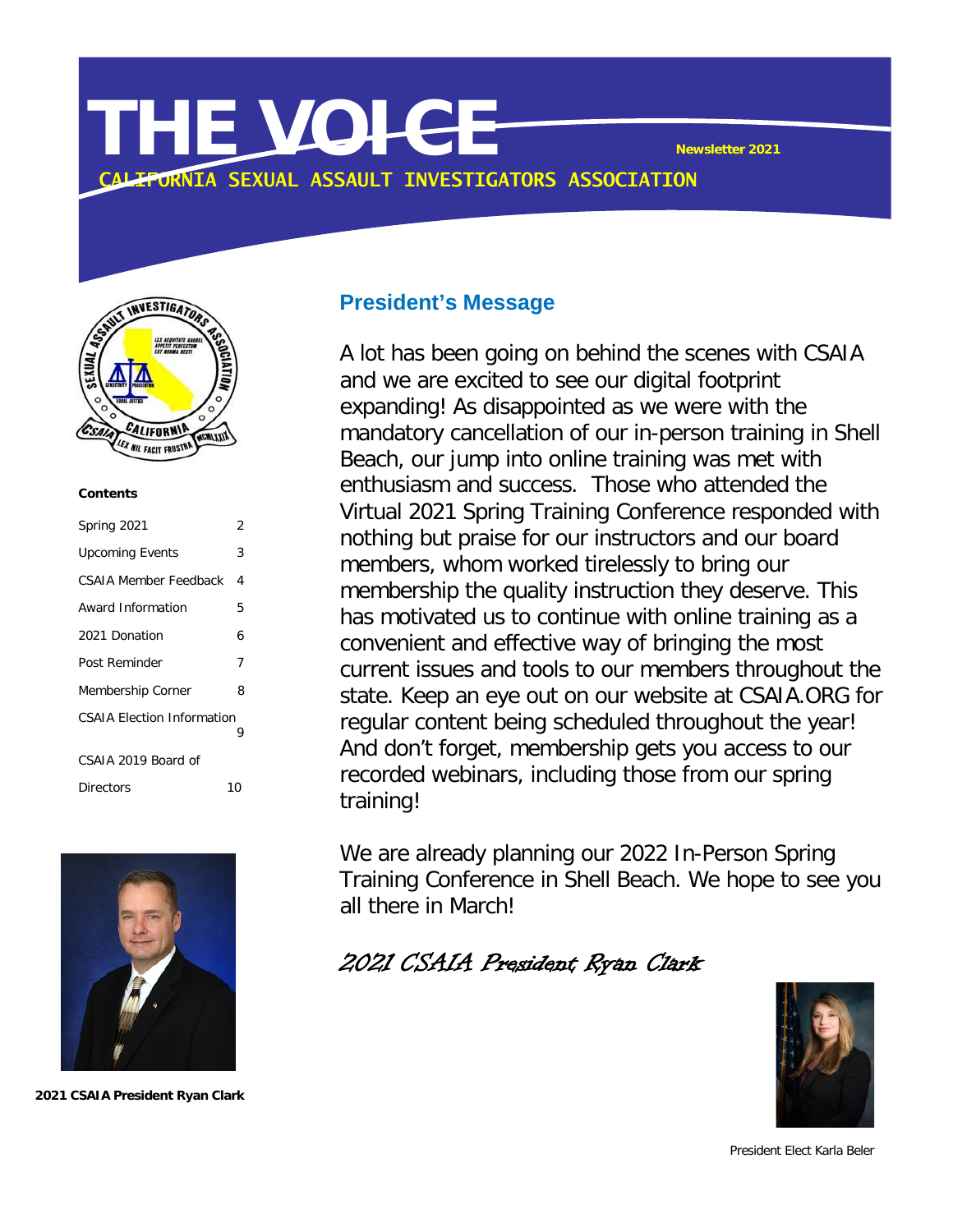# THE VOICE

Newsletter 2021

CALIFORNIA SEXUAL ASSAULT INVESTIGATORS ASSOCIATION

**Contents**

| | |
|---|---|
| Spring 2021 | 2 |
| Upcoming Events | 3 |
| CSAIA Member Feedback | 4 |
| Award Information | 5 |
| 2021 Donation | 6 |
| Post Reminder | 7 |
| Membership Corner | 8 |
| CSAIA Election Information | 9 |
| CSAIA 2019 Board of Directors | 10 |

**2021 CSAIA President Ryan Clark**

## President's Message

A lot has been going on behind the scenes with CSAIA and we are excited to see our digital footprint expanding! As disappointed as we were with the mandatory cancellation of our in-person training in Shell Beach, our jump into online training was met with enthusiasm and success. Those who attended the Virtual 2021 Spring Training Conference responded with nothing but praise for our instructors and our board members, whom worked tirelessly to bring our membership the quality instruction they deserve. This has motivated us to continue with online training as a convenient and effective way of bringing the most current issues and tools to our members throughout the state. Keep an eye out on our website at CSAIA.ORG for regular content being scheduled throughout the year! And don't forget, membership gets you access to our recorded webinars, including those from our spring training!

We are already planning our 2022 In-Person Spring Training Conference in Shell Beach. We hope to see you all there in March!

*2021 CSAIA President Ryan Clark*

President Elect Karla Beler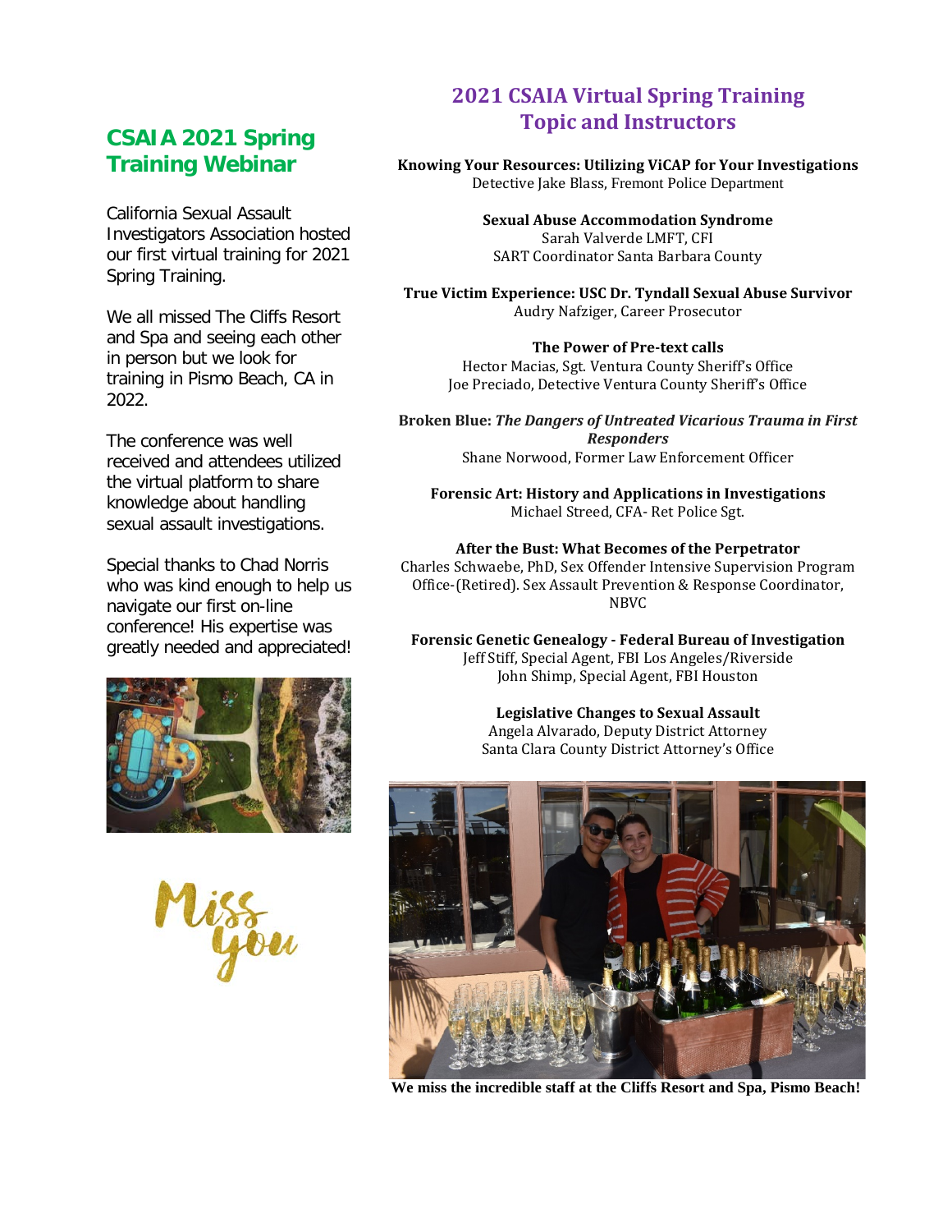## CSAIA 2021 Spring Training Webinar

California Sexual Assault Investigators Association hosted our first virtual training for 2021 Spring Training.

We all missed The Cliffs Resort and Spa and seeing each other in person but we look for training in Pismo Beach, CA in 2022.

The conference was well received and attendees utilized the virtual platform to share knowledge about handling sexual assault investigations.

Special thanks to Chad Norris who was kind enough to help us navigate our first on-line conference! His expertise was greatly needed and appreciated!

Miss you

## 2021 CSAIA Virtual Spring Training Topic and Instructors

**Knowing Your Resources: Utilizing ViCAP for Your Investigations**
Detective Jake Blass, Fremont Police Department

**Sexual Abuse Accommodation Syndrome**
Sarah Valverde LMFT, CFI
SART Coordinator Santa Barbara County

**True Victim Experience: USC Dr. Tyndall Sexual Abuse Survivor**
Audry Nafziger, Career Prosecutor

**The Power of Pre-text calls**
Hector Macias, Sgt. Ventura County Sheriff's Office
Joe Preciado, Detective Ventura County Sheriff's Office

**Broken Blue: *The Dangers of Untreated Vicarious Trauma in First Responders***
Shane Norwood, Former Law Enforcement Officer

**Forensic Art: History and Applications in Investigations**
Michael Streed, CFA- Ret Police Sgt.

**After the Bust: What Becomes of the Perpetrator**
Charles Schwaebe, PhD, Sex Offender Intensive Supervision Program Office-(Retired). Sex Assault Prevention & Response Coordinator, NBVC

**Forensic Genetic Genealogy - Federal Bureau of Investigation**
Jeff Stiff, Special Agent, FBI Los Angeles/Riverside
John Shimp, Special Agent, FBI Houston

**Legislative Changes to Sexual Assault**
Angela Alvarado, Deputy District Attorney
Santa Clara County District Attorney's Office

**We miss the incredible staff at the Cliffs Resort and Spa, Pismo Beach!**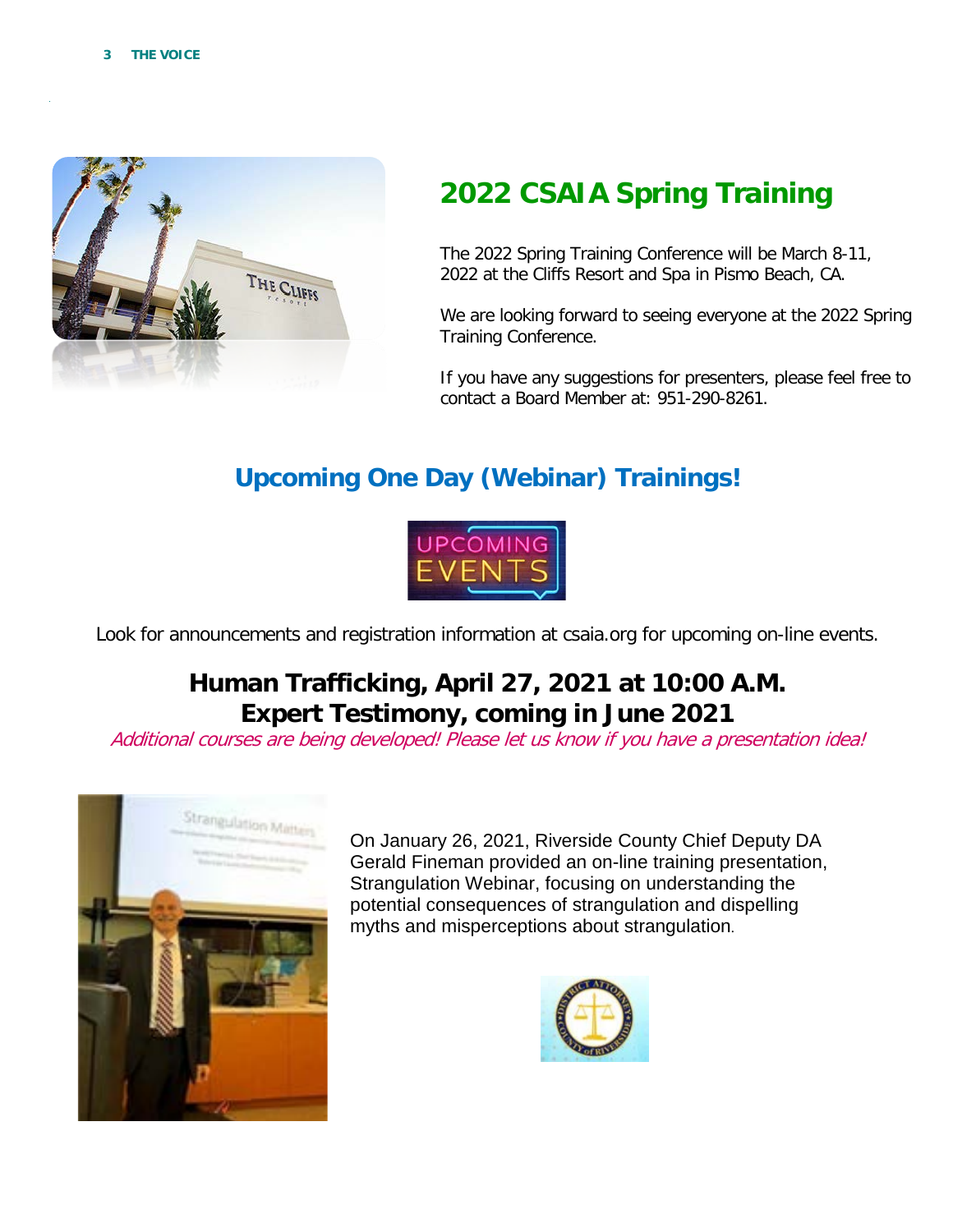## 2022 CSAIA Spring Training

The 2022 Spring Training Conference will be March 8-11, 2022 at the Cliffs Resort and Spa in Pismo Beach, CA.

We are looking forward to seeing everyone at the 2022 Spring Training Conference.

If you have any suggestions for presenters, please feel free to contact a Board Member at: 951-290-8261.

## Upcoming One Day (Webinar) Trainings!

Look for announcements and registration information at csaia.org for upcoming on-line events.

### Human Trafficking, April 27, 2021 at 10:00 A.M.
### Expert Testimony, coming in June 2021

*Additional courses are being developed! Please let us know if you have a presentation idea!*

On January 26, 2021, Riverside County Chief Deputy DA Gerald Fineman provided an on-line training presentation, Strangulation Webinar, focusing on understanding the potential consequences of strangulation and dispelling myths and misperceptions about strangulation.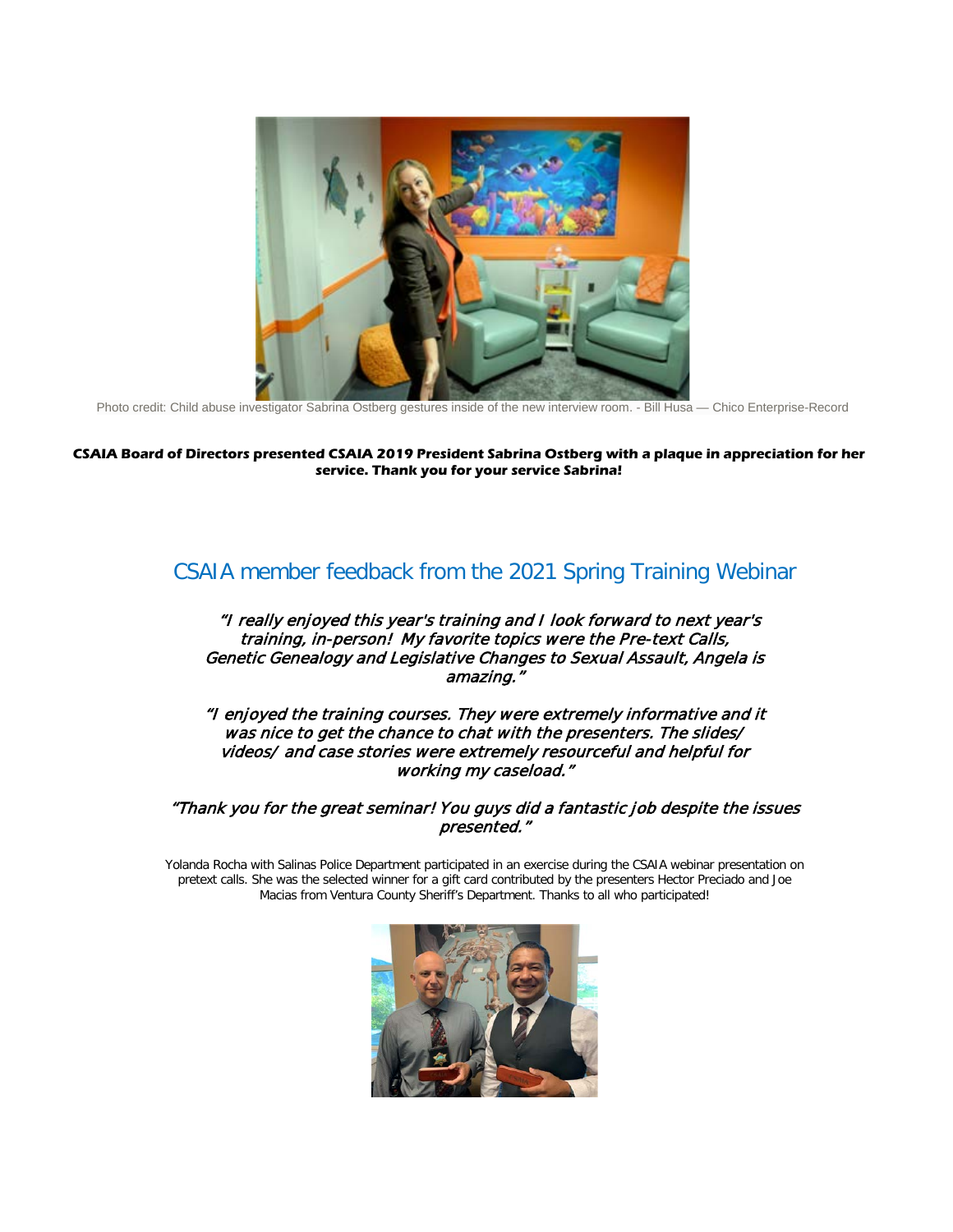Photo credit: Child abuse investigator Sabrina Ostberg gestures inside of the new interview room. - Bill Husa — Chico Enterprise-Record

**CSAIA Board of Directors presented CSAIA 2019 President Sabrina Ostberg with a plaque in appreciation for her service. Thank you for your service Sabrina!**

## CSAIA member feedback from the 2021 Spring Training Webinar

*"I really enjoyed this year's training and I look forward to next year's training, in-person! My favorite topics were the Pre-text Calls, Genetic Genealogy and Legislative Changes to Sexual Assault, Angela is amazing."*

*"I enjoyed the training courses. They were extremely informative and it was nice to get the chance to chat with the presenters. The slides/ videos/ and case stories were extremely resourceful and helpful for working my caseload."*

*"Thank you for the great seminar! You guys did a fantastic job despite the issues presented."*

Yolanda Rocha with Salinas Police Department participated in an exercise during the CSAIA webinar presentation on pretext calls. She was the selected winner for a gift card contributed by the presenters Hector Preciado and Joe Macias from Ventura County Sheriff's Department. Thanks to all who participated!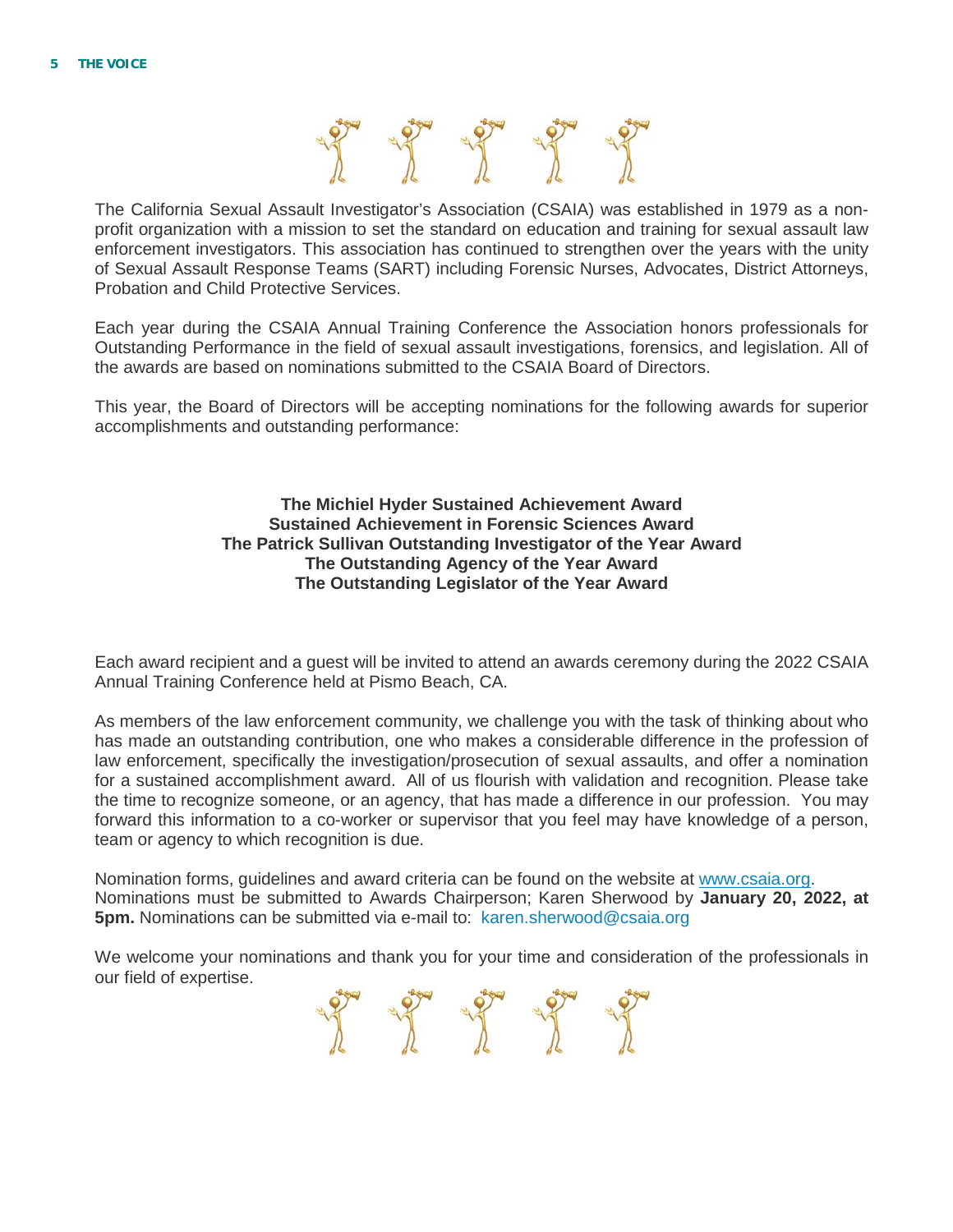The California Sexual Assault Investigator's Association (CSAIA) was established in 1979 as a non-profit organization with a mission to set the standard on education and training for sexual assault law enforcement investigators. This association has continued to strengthen over the years with the unity of Sexual Assault Response Teams (SART) including Forensic Nurses, Advocates, District Attorneys, Probation and Child Protective Services.

Each year during the CSAIA Annual Training Conference the Association honors professionals for Outstanding Performance in the field of sexual assault investigations, forensics, and legislation. All of the awards are based on nominations submitted to the CSAIA Board of Directors.

This year, the Board of Directors will be accepting nominations for the following awards for superior accomplishments and outstanding performance:

**The Michiel Hyder Sustained Achievement Award**
**Sustained Achievement in Forensic Sciences Award**
**The Patrick Sullivan Outstanding Investigator of the Year Award**
**The Outstanding Agency of the Year Award**
**The Outstanding Legislator of the Year Award**

Each award recipient and a guest will be invited to attend an awards ceremony during the 2022 CSAIA Annual Training Conference held at Pismo Beach, CA.

As members of the law enforcement community, we challenge you with the task of thinking about who has made an outstanding contribution, one who makes a considerable difference in the profession of law enforcement, specifically the investigation/prosecution of sexual assaults, and offer a nomination for a sustained accomplishment award. All of us flourish with validation and recognition. Please take the time to recognize someone, or an agency, that has made a difference in our profession. You may forward this information to a co-worker or supervisor that you feel may have knowledge of a person, team or agency to which recognition is due.

Nomination forms, guidelines and award criteria can be found on the website at www.csaia.org. Nominations must be submitted to Awards Chairperson; Karen Sherwood by **January 20, 2022, at 5pm.** Nominations can be submitted via e-mail to: karen.sherwood@csaia.org

We welcome your nominations and thank you for your time and consideration of the professionals in our field of expertise.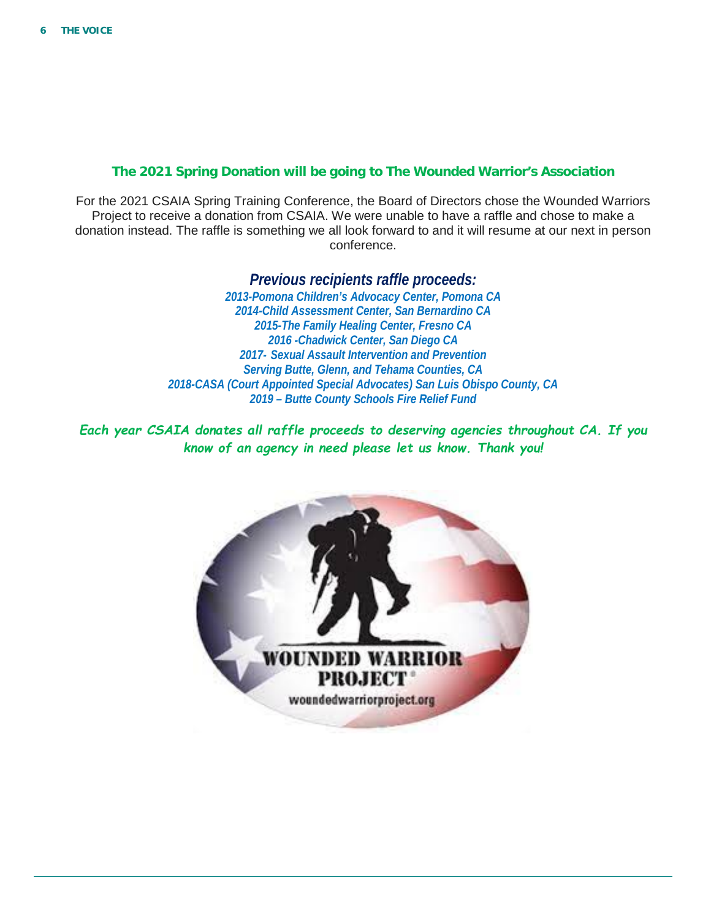## The 2021 Spring Donation will be going to The Wounded Warrior's Association

For the 2021 CSAIA Spring Training Conference, the Board of Directors chose the Wounded Warriors Project to receive a donation from CSAIA. We were unable to have a raffle and chose to make a donation instead. The raffle is something we all look forward to and it will resume at our next in person conference.

### *Previous recipients raffle proceeds:*

*2013-Pomona Children's Advocacy Center, Pomona CA*
*2014-Child Assessment Center, San Bernardino CA*
*2015-The Family Healing Center, Fresno CA*
*2016 -Chadwick Center, San Diego CA*
*2017- Sexual Assault Intervention and Prevention Serving Butte, Glenn, and Tehama Counties, CA*
*2018-CASA (Court Appointed Special Advocates) San Luis Obispo County, CA*
*2019 – Butte County Schools Fire Relief Fund*

***Each year CSAIA donates all raffle proceeds to deserving agencies throughout CA. If you know of an agency in need please let us know. Thank you!***

WOUNDED WARRIOR PROJECT®
woundedwarriorproject.org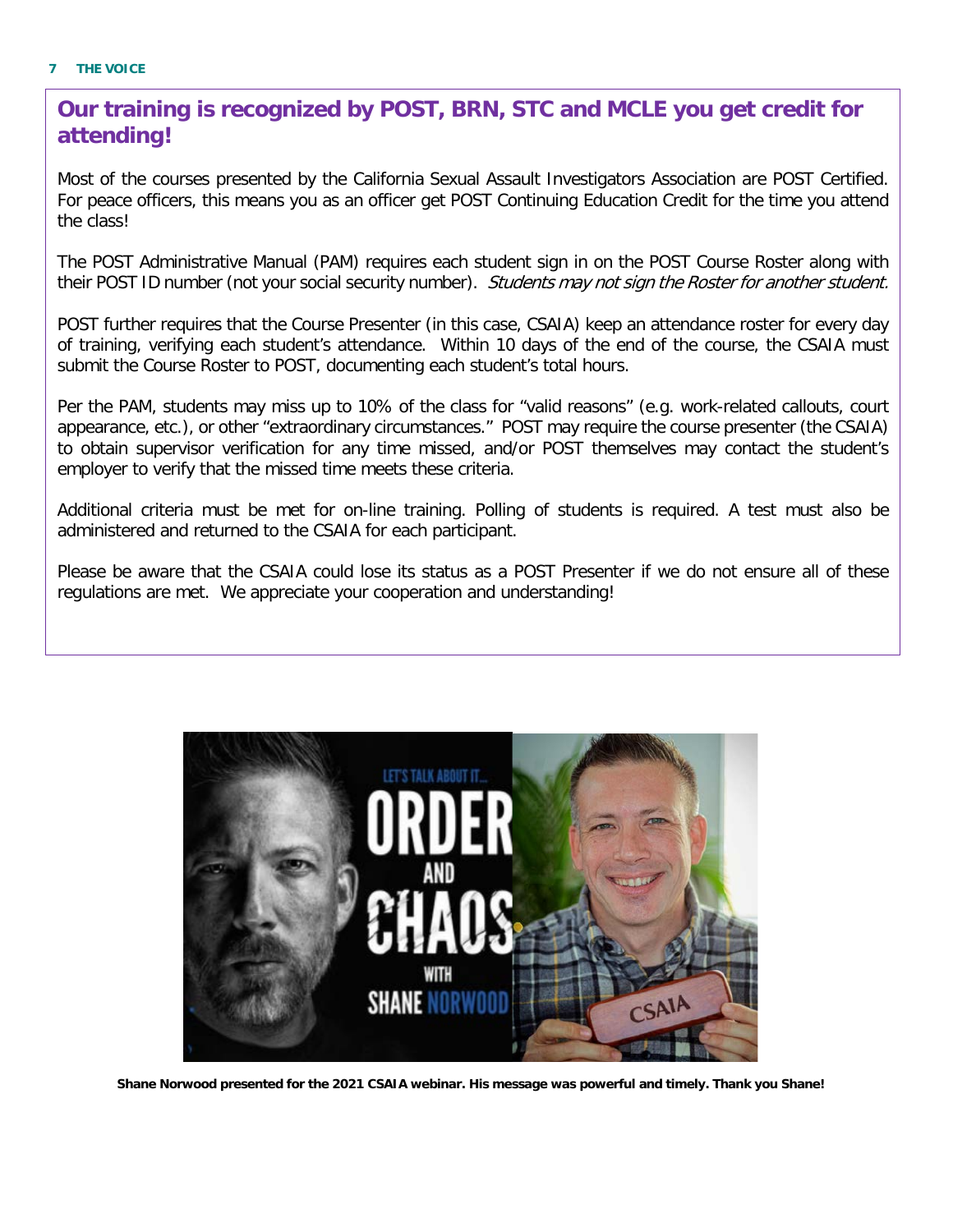## Our training is recognized by POST, BRN, STC and MCLE you get credit for attending!

Most of the courses presented by the California Sexual Assault Investigators Association are POST Certified. For peace officers, this means you as an officer get POST Continuing Education Credit for the time you attend the class!

The POST Administrative Manual (PAM) requires each student sign in on the POST Course Roster along with their POST ID number (not your social security number). *Students may not sign the Roster for another student.*

POST further requires that the Course Presenter (in this case, CSAIA) keep an attendance roster for every day of training, verifying each student's attendance. Within 10 days of the end of the course, the CSAIA must submit the Course Roster to POST, documenting each student's total hours.

Per the PAM, students may miss up to 10% of the class for "valid reasons" (e.g. work-related callouts, court appearance, etc.), or other "extraordinary circumstances." POST may require the course presenter (the CSAIA) to obtain supervisor verification for any time missed, and/or POST themselves may contact the student's employer to verify that the missed time meets these criteria.

Additional criteria must be met for on-line training. Polling of students is required. A test must also be administered and returned to the CSAIA for each participant.

Please be aware that the CSAIA could lose its status as a POST Presenter if we do not ensure all of these regulations are met. We appreciate your cooperation and understanding!

**Shane Norwood presented for the 2021 CSAIA webinar. His message was powerful and timely. Thank you Shane!**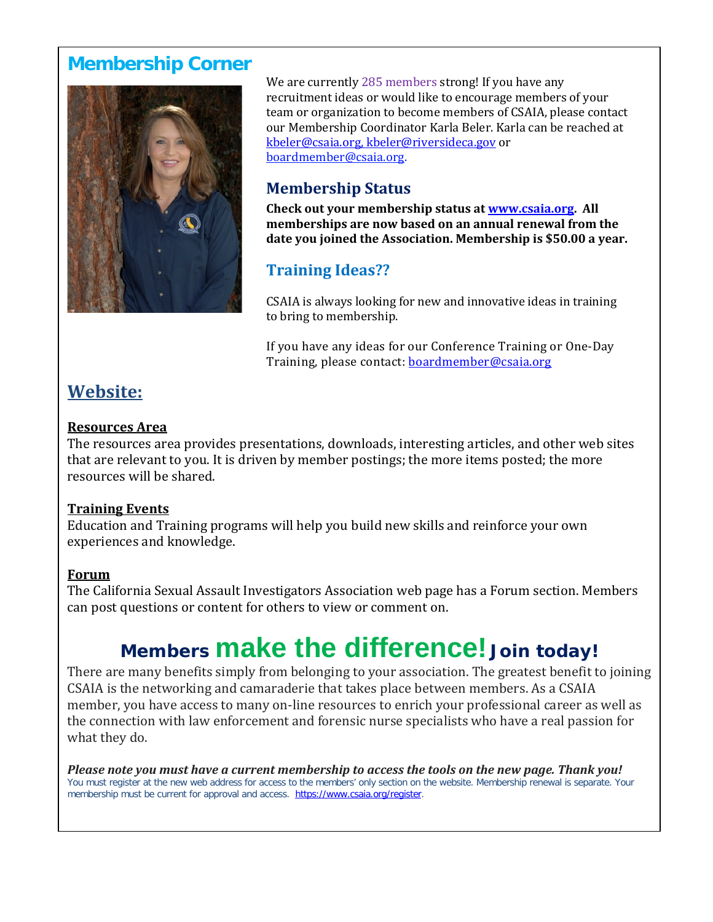## Membership Corner

We are currently 285 members strong! If you have any recruitment ideas or would like to encourage members of your team or organization to become members of CSAIA, please contact our Membership Coordinator Karla Beler. Karla can be reached at kbeler@csaia.org, kbeler@riversideca.gov or boardmember@csaia.org.

### Membership Status

**Check out your membership status at www.csaia.org. All memberships are now based on an annual renewal from the date you joined the Association. Membership is $50.00 a year.**

### Training Ideas??

CSAIA is always looking for new and innovative ideas in training to bring to membership.

If you have any ideas for our Conference Training or One-Day Training, please contact: boardmember@csaia.org

## Website:

**Resources Area**

The resources area provides presentations, downloads, interesting articles, and other web sites that are relevant to you. It is driven by member postings; the more items posted; the more resources will be shared.

**Training Events**

Education and Training programs will help you build new skills and reinforce your own experiences and knowledge.

**Forum**

The California Sexual Assault Investigators Association web page has a Forum section. Members can post questions or content for others to view or comment on.

## Members make the difference! Join today!

There are many benefits simply from belonging to your association. The greatest benefit to joining CSAIA is the networking and camaraderie that takes place between members. As a CSAIA member, you have access to many on-line resources to enrich your professional career as well as the connection with law enforcement and forensic nurse specialists who have a real passion for what they do.

***Please note you must have a current membership to access the tools on the new page. Thank you!***

You must register at the new web address for access to the members' only section on the website. Membership renewal is separate. Your membership must be current for approval and access. https://www.csaia.org/register.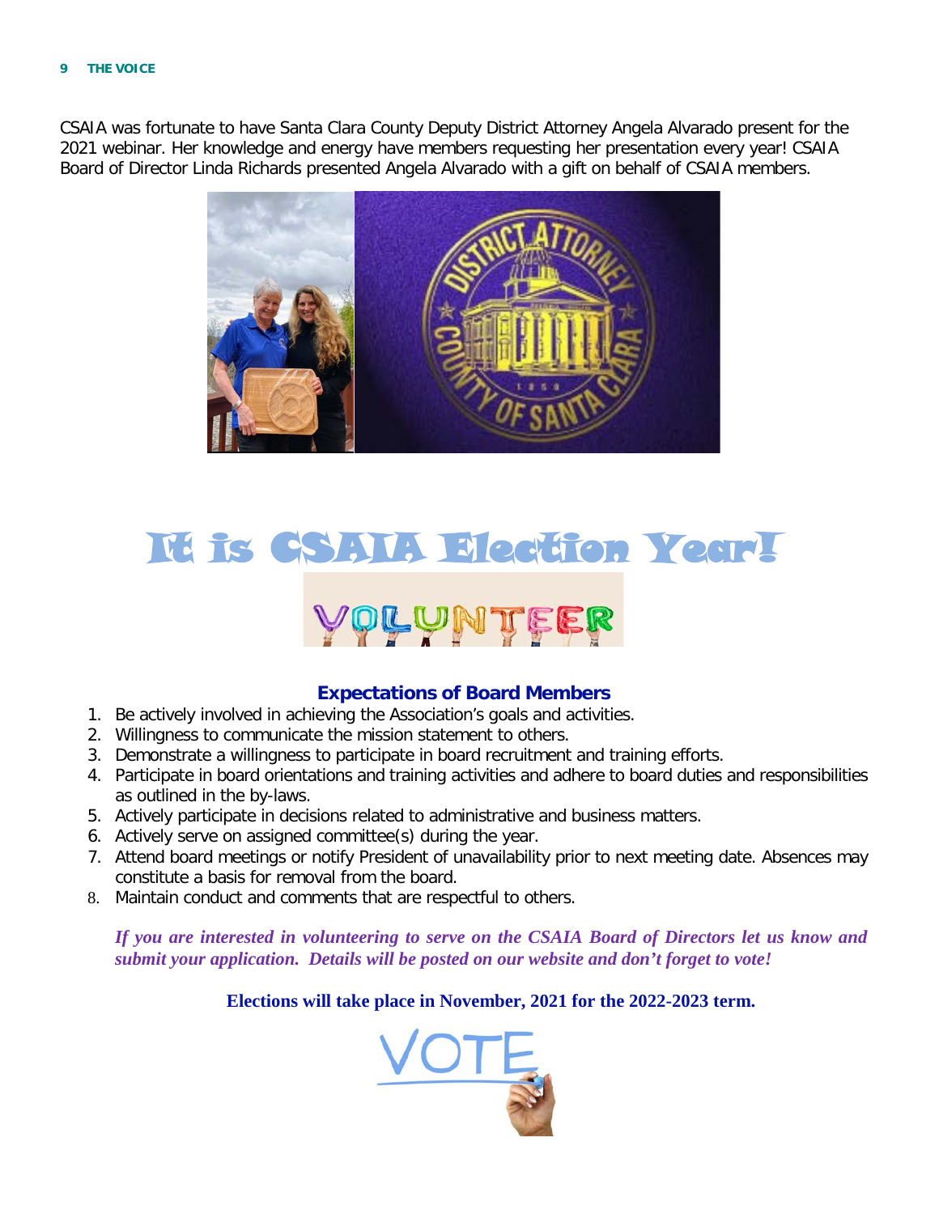CSAIA was fortunate to have Santa Clara County Deputy District Attorney Angela Alvarado present for the 2021 webinar. Her knowledge and energy have members requesting her presentation every year! CSAIA Board of Director Linda Richards presented Angela Alvarado with a gift on behalf of CSAIA members.

# It is CSAIA Election Year!

VOLUNTEER

### Expectations of Board Members

1. Be actively involved in achieving the Association's goals and activities.
2. Willingness to communicate the mission statement to others.
3. Demonstrate a willingness to participate in board recruitment and training efforts.
4. Participate in board orientations and training activities and adhere to board duties and responsibilities as outlined in the by-laws.
5. Actively participate in decisions related to administrative and business matters.
6. Actively serve on assigned committee(s) during the year.
7. Attend board meetings or notify President of unavailability prior to next meeting date. Absences may constitute a basis for removal from the board.
8. Maintain conduct and comments that are respectful to others.

***If you are interested in volunteering to serve on the CSAIA Board of Directors let us know and submit your application. Details will be posted on our website and don't forget to vote!***

**Elections will take place in November, 2021 for the 2022-2023 term.**

VOTE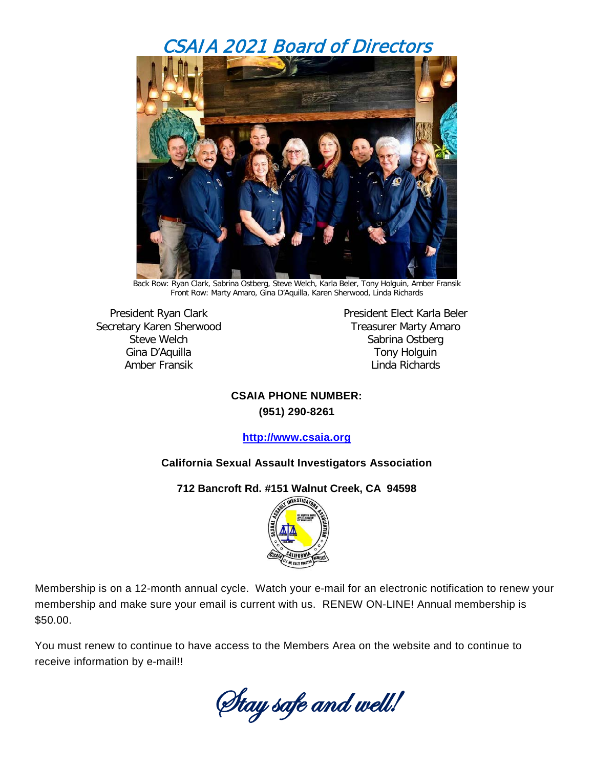# CSAIA 2021 Board of Directors

Back Row: Ryan Clark, Sabrina Ostberg, Steve Welch, Karla Beler, Tony Holguin, Amber Fransik
Front Row: Marty Amaro, Gina D'Aquilla, Karen Sherwood, Linda Richards

President Ryan Clark
Secretary Karen Sherwood
Steve Welch
Gina D'Aquilla
Amber Fransik

President Elect Karla Beler
Treasurer Marty Amaro
Sabrina Ostberg
Tony Holguin
Linda Richards

**CSAIA PHONE NUMBER:**
**(951) 290-8261**

**http://www.csaia.org**

**California Sexual Assault Investigators Association**

**712 Bancroft Rd. #151 Walnut Creek, CA 94598**

Membership is on a 12-month annual cycle. Watch your e-mail for an electronic notification to renew your membership and make sure your email is current with us. RENEW ON-LINE! Annual membership is $50.00.

You must renew to continue to have access to the Members Area on the website and to continue to receive information by e-mail!!

*Stay safe and well!*